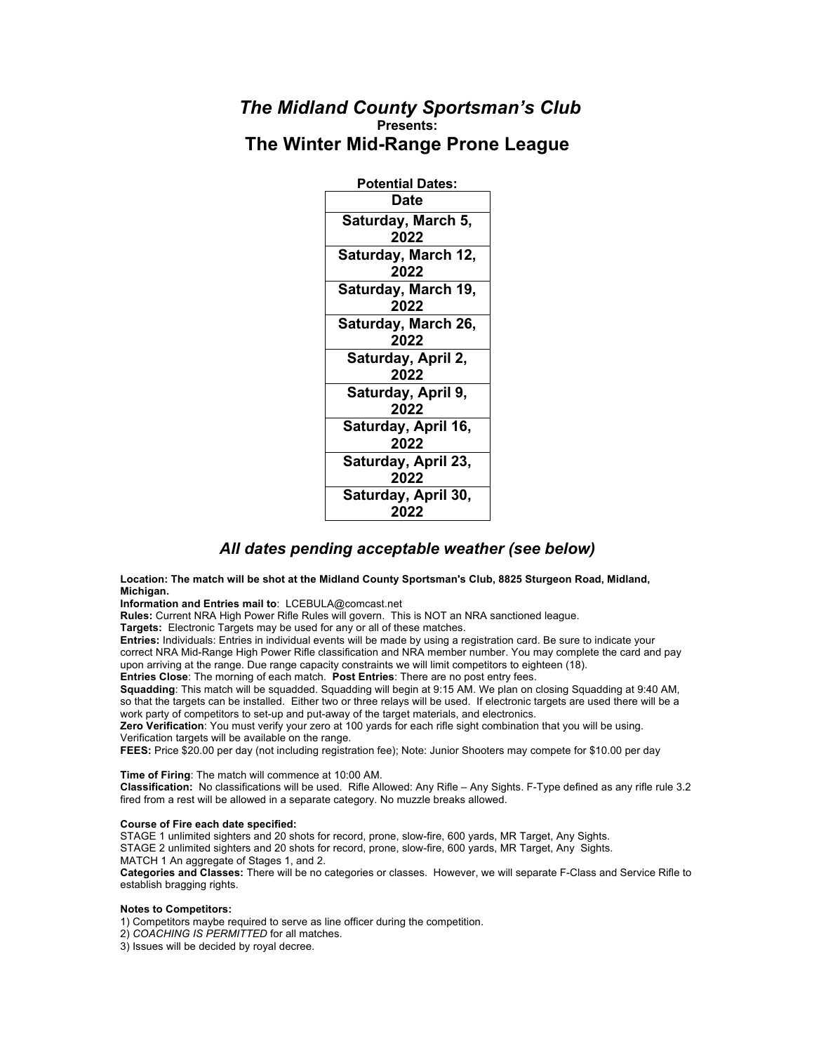# *The Midland County Sportsman's Club*

**Presents:**

## The Winter Mid-Range Prone League

**Potential Dates:**

| Date |
|---|
| Saturday, March 5, 2022 |
| Saturday, March 12, 2022 |
| Saturday, March 19, 2022 |
| Saturday, March 26, 2022 |
| Saturday, April 2, 2022 |
| Saturday, April 9, 2022 |
| Saturday, April 16, 2022 |
| Saturday, April 23, 2022 |
| Saturday, April 30, 2022 |

### *All dates pending acceptable weather (see below)*

**Location: The match will be shot at the Midland County Sportsman's Club, 8825 Sturgeon Road, Midland, Michigan.**

**Information and Entries mail to**: LCEBULA@comcast.net

**Rules:** Current NRA High Power Rifle Rules will govern. This is NOT an NRA sanctioned league.

**Targets:** Electronic Targets may be used for any or all of these matches.

**Entries:** Individuals: Entries in individual events will be made by using a registration card. Be sure to indicate your correct NRA Mid-Range High Power Rifle classification and NRA member number. You may complete the card and pay upon arriving at the range. Due range capacity constraints we will limit competitors to eighteen (18).

**Entries Close**: The morning of each match. **Post Entries**: There are no post entry fees.

**Squadding**: This match will be squadded. Squadding will begin at 9:15 AM. We plan on closing Squadding at 9:40 AM, so that the targets can be installed. Either two or three relays will be used. If electronic targets are used there will be a work party of competitors to set-up and put-away of the target materials, and electronics.

**Zero Verification**: You must verify your zero at 100 yards for each rifle sight combination that you will be using. Verification targets will be available on the range.

**FEES:** Price $20.00 per day (not including registration fee); Note: Junior Shooters may compete for $10.00 per day

**Time of Firing**: The match will commence at 10:00 AM.

**Classification:** No classifications will be used. Rifle Allowed: Any Rifle – Any Sights. F-Type defined as any rifle rule 3.2 fired from a rest will be allowed in a separate category. No muzzle breaks allowed.

**Course of Fire each date specified:**

STAGE 1 unlimited sighters and 20 shots for record, prone, slow-fire, 600 yards, MR Target, Any Sights.

STAGE 2 unlimited sighters and 20 shots for record, prone, slow-fire, 600 yards, MR Target, Any Sights.

MATCH 1 An aggregate of Stages 1, and 2.

**Categories and Classes:** There will be no categories or classes. However, we will separate F-Class and Service Rifle to establish bragging rights.

**Notes to Competitors:**

1) Competitors maybe required to serve as line officer during the competition.
2) *COACHING IS PERMITTED* for all matches.
3) Issues will be decided by royal decree.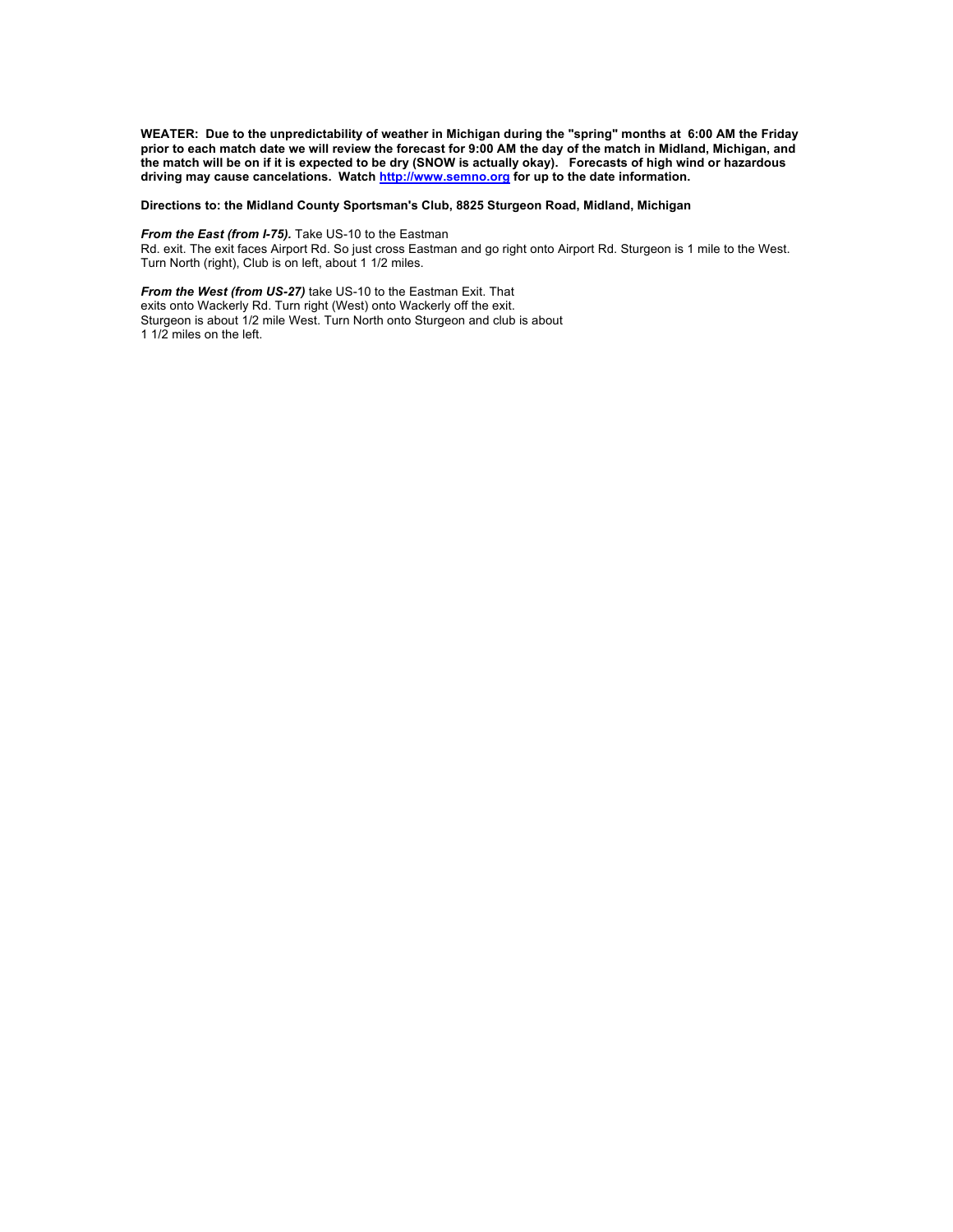**WEATER: Due to the unpredictability of weather in Michigan during the "spring" months at 6:00 AM the Friday prior to each match date we will review the forecast for 9:00 AM the day of the match in Midland, Michigan, and the match will be on if it is expected to be dry (SNOW is actually okay). Forecasts of high wind or hazardous driving may cause cancelations. Watch [http://www.semno.org](http://www.semno.org) for up to the date information.**

**Directions to: the Midland County Sportsman's Club, 8825 Sturgeon Road, Midland, Michigan**

***From the East (from I-75).*** Take US-10 to the Eastman Rd. exit. The exit faces Airport Rd. So just cross Eastman and go right onto Airport Rd. Sturgeon is 1 mile to the West. Turn North (right), Club is on left, about 1 1/2 miles.

***From the West (from US-27)*** take US-10 to the Eastman Exit. That exits onto Wackerly Rd. Turn right (West) onto Wackerly off the exit. Sturgeon is about 1/2 mile West. Turn North onto Sturgeon and club is about 1 1/2 miles on the left.